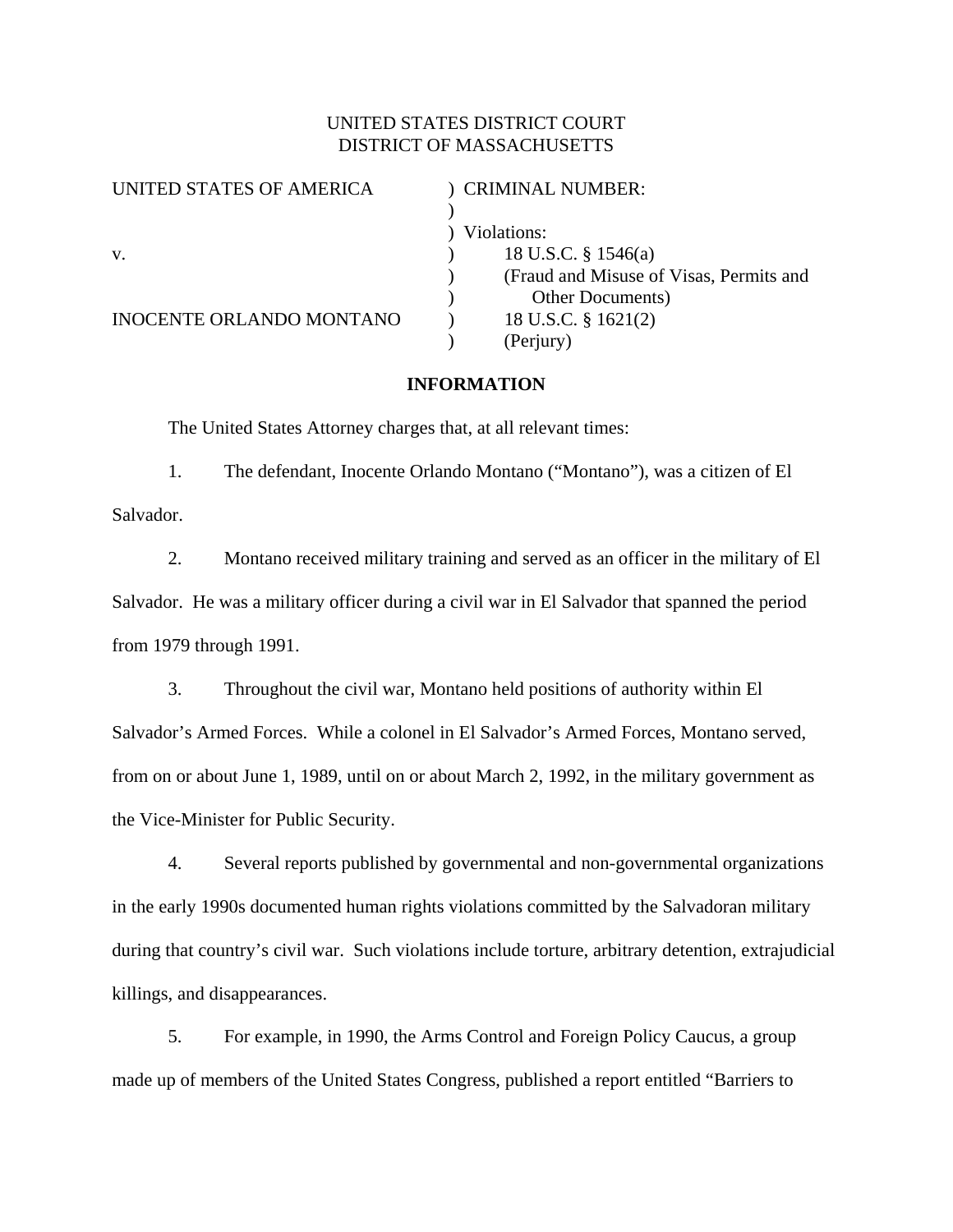UNITED STATES DISTRICT COURT
DISTRICT OF MASSACHUSETTS

| | | |
|---|---|---|
| UNITED STATES OF AMERICA | ) | CRIMINAL NUMBER: |
| | ) | |
| | ) | Violations: |
| v. | ) | 18 U.S.C. § 1546(a) |
| | ) | (Fraud and Misuse of Visas, Permits and |
| | ) | Other Documents) |
| INOCENTE ORLANDO MONTANO | ) | 18 U.S.C. § 1621(2) |
| | ) | (Perjury) |

**INFORMATION**

The United States Attorney charges that, at all relevant times:

1. The defendant, Inocente Orlando Montano ("Montano"), was a citizen of El Salvador.

2. Montano received military training and served as an officer in the military of El Salvador. He was a military officer during a civil war in El Salvador that spanned the period from 1979 through 1991.

3. Throughout the civil war, Montano held positions of authority within El Salvador's Armed Forces. While a colonel in El Salvador's Armed Forces, Montano served, from on or about June 1, 1989, until on or about March 2, 1992, in the military government as the Vice-Minister for Public Security.

4. Several reports published by governmental and non-governmental organizations in the early 1990s documented human rights violations committed by the Salvadoran military during that country's civil war. Such violations include torture, arbitrary detention, extrajudicial killings, and disappearances.

5. For example, in 1990, the Arms Control and Foreign Policy Caucus, a group made up of members of the United States Congress, published a report entitled "Barriers to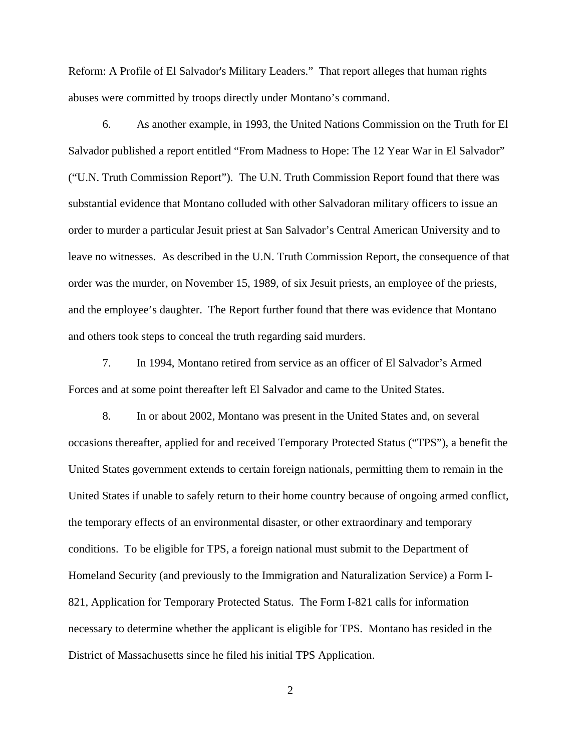Reform: A Profile of El Salvador's Military Leaders." That report alleges that human rights abuses were committed by troops directly under Montano's command.

6. As another example, in 1993, the United Nations Commission on the Truth for El Salvador published a report entitled "From Madness to Hope: The 12 Year War in El Salvador" ("U.N. Truth Commission Report"). The U.N. Truth Commission Report found that there was substantial evidence that Montano colluded with other Salvadoran military officers to issue an order to murder a particular Jesuit priest at San Salvador's Central American University and to leave no witnesses. As described in the U.N. Truth Commission Report, the consequence of that order was the murder, on November 15, 1989, of six Jesuit priests, an employee of the priests, and the employee's daughter. The Report further found that there was evidence that Montano and others took steps to conceal the truth regarding said murders.

7. In 1994, Montano retired from service as an officer of El Salvador's Armed Forces and at some point thereafter left El Salvador and came to the United States.

8. In or about 2002, Montano was present in the United States and, on several occasions thereafter, applied for and received Temporary Protected Status ("TPS"), a benefit the United States government extends to certain foreign nationals, permitting them to remain in the United States if unable to safely return to their home country because of ongoing armed conflict, the temporary effects of an environmental disaster, or other extraordinary and temporary conditions. To be eligible for TPS, a foreign national must submit to the Department of Homeland Security (and previously to the Immigration and Naturalization Service) a Form I-821, Application for Temporary Protected Status. The Form I-821 calls for information necessary to determine whether the applicant is eligible for TPS. Montano has resided in the District of Massachusetts since he filed his initial TPS Application.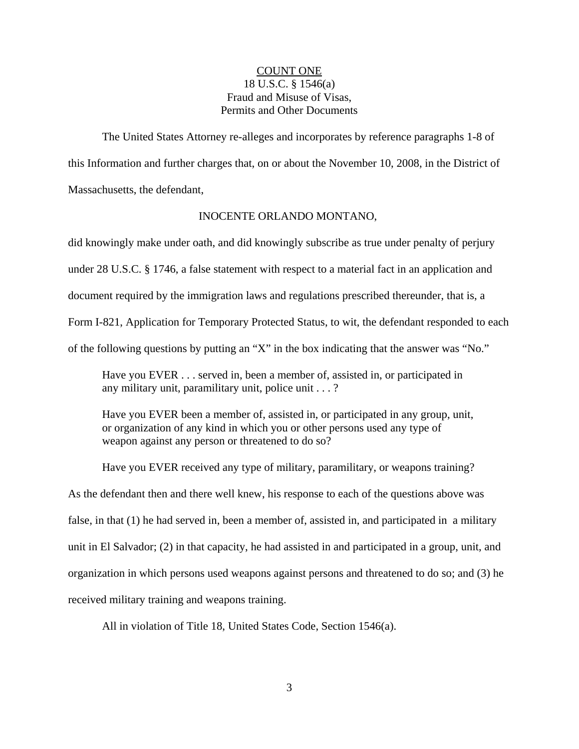<u>COUNT ONE</u>
18 U.S.C. § 1546(a)
Fraud and Misuse of Visas,
Permits and Other Documents

The United States Attorney re-alleges and incorporates by reference paragraphs 1-8 of this Information and further charges that, on or about the November 10, 2008, in the District of Massachusetts, the defendant,

INOCENTE ORLANDO MONTANO,

did knowingly make under oath, and did knowingly subscribe as true under penalty of perjury under 28 U.S.C. § 1746, a false statement with respect to a material fact in an application and document required by the immigration laws and regulations prescribed thereunder, that is, a Form I-821, Application for Temporary Protected Status, to wit, the defendant responded to each of the following questions by putting an "X" in the box indicating that the answer was "No."

> Have you EVER . . . served in, been a member of, assisted in, or participated in any military unit, paramilitary unit, police unit . . . ?
>
> Have you EVER been a member of, assisted in, or participated in any group, unit, or organization of any kind in which you or other persons used any type of weapon against any person or threatened to do so?
>
> Have you EVER received any type of military, paramilitary, or weapons training?

As the defendant then and there well knew, his response to each of the questions above was false, in that (1) he had served in, been a member of, assisted in, and participated in a military unit in El Salvador; (2) in that capacity, he had assisted in and participated in a group, unit, and organization in which persons used weapons against persons and threatened to do so; and (3) he received military training and weapons training.

All in violation of Title 18, United States Code, Section 1546(a).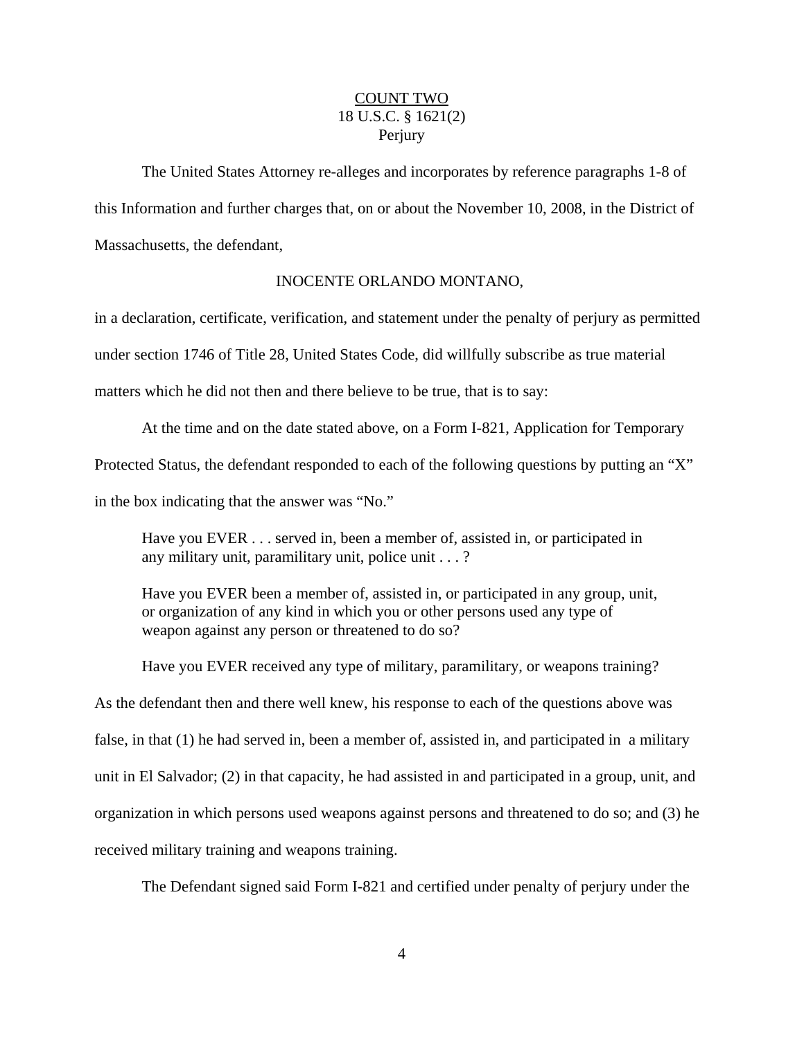<u>COUNT TWO</u>
18 U.S.C. § 1621(2)
Perjury

The United States Attorney re-alleges and incorporates by reference paragraphs 1-8 of this Information and further charges that, on or about the November 10, 2008, in the District of Massachusetts, the defendant,

INOCENTE ORLANDO MONTANO,

in a declaration, certificate, verification, and statement under the penalty of perjury as permitted under section 1746 of Title 28, United States Code, did willfully subscribe as true material matters which he did not then and there believe to be true, that is to say:

At the time and on the date stated above, on a Form I-821, Application for Temporary Protected Status, the defendant responded to each of the following questions by putting an "X" in the box indicating that the answer was "No."

> Have you EVER . . . served in, been a member of, assisted in, or participated in any military unit, paramilitary unit, police unit . . . ?
>
> Have you EVER been a member of, assisted in, or participated in any group, unit, or organization of any kind in which you or other persons used any type of weapon against any person or threatened to do so?
>
> Have you EVER received any type of military, paramilitary, or weapons training?

As the defendant then and there well knew, his response to each of the questions above was false, in that (1) he had served in, been a member of, assisted in, and participated in a military unit in El Salvador; (2) in that capacity, he had assisted in and participated in a group, unit, and organization in which persons used weapons against persons and threatened to do so; and (3) he received military training and weapons training.

The Defendant signed said Form I-821 and certified under penalty of perjury under the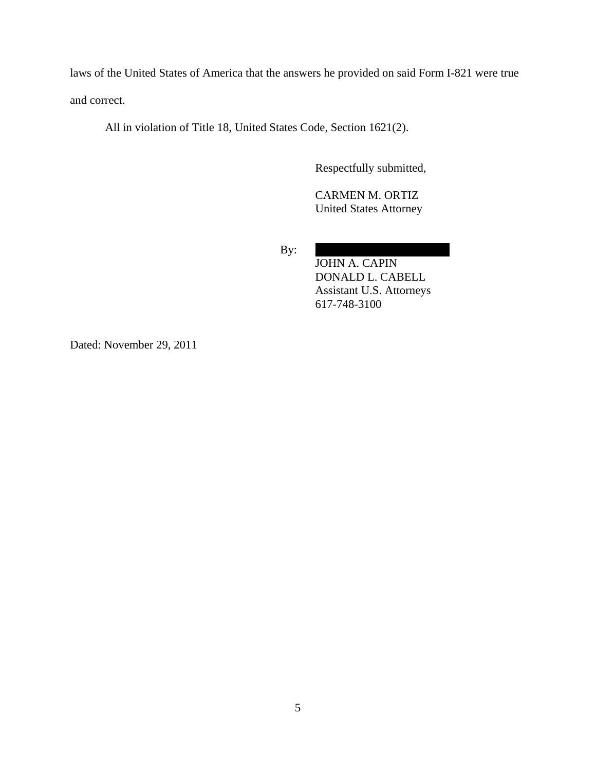laws of the United States of America that the answers he provided on said Form I-821 were true and correct.

All in violation of Title 18, United States Code, Section 1621(2).

Respectfully submitted,

CARMEN M. ORTIZ
United States Attorney

By:

JOHN A. CAPIN
DONALD L. CABELL
Assistant U.S. Attorneys
617-748-3100

Dated: November 29, 2011